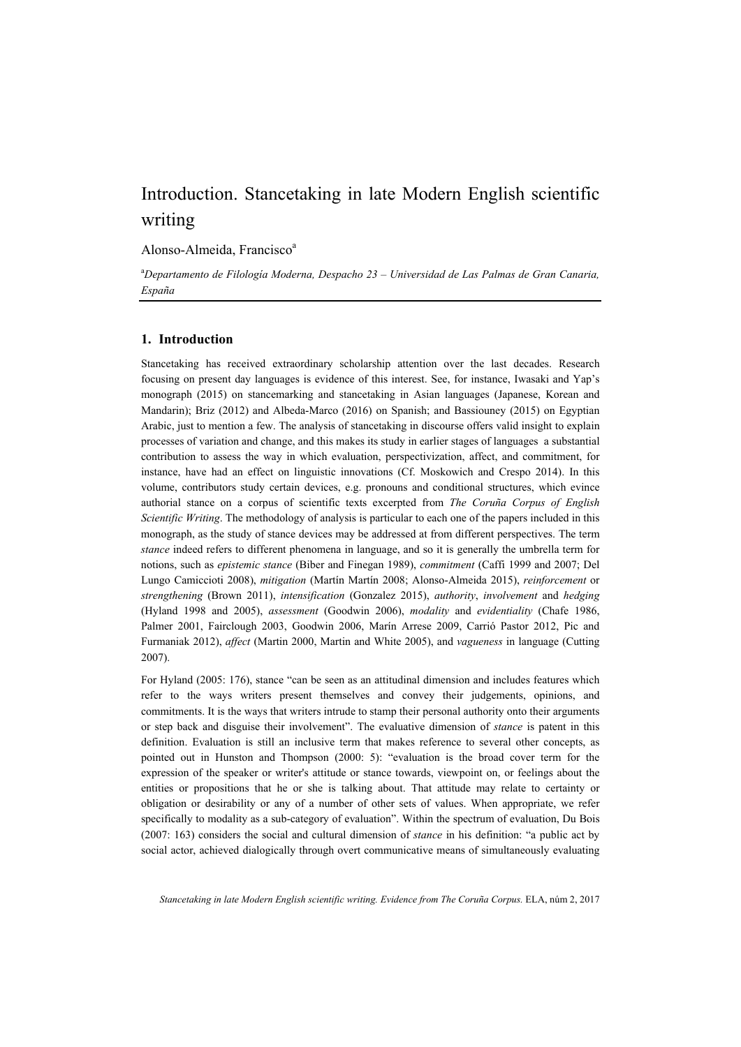# Introduction. Stancetaking in late Modern English scientific writing

Alonso-Almeida, Francisco[a]

[a]*Departamento de Filología Moderna, Despacho 23 – Universidad de Las Palmas de Gran Canaria, España*

## 1. Introduction

Stancetaking has received extraordinary scholarship attention over the last decades. Research focusing on present day languages is evidence of this interest. See, for instance, Iwasaki and Yap's monograph (2015) on stancemarking and stancetaking in Asian languages (Japanese, Korean and Mandarin); Briz (2012) and Albeda-Marco (2016) on Spanish; and Bassiouney (2015) on Egyptian Arabic, just to mention a few. The analysis of stancetaking in discourse offers valid insight to explain processes of variation and change, and this makes its study in earlier stages of languages a substantial contribution to assess the way in which evaluation, perspectivization, affect, and commitment, for instance, have had an effect on linguistic innovations (Cf. Moskowich and Crespo 2014). In this volume, contributors study certain devices, e.g. pronouns and conditional structures, which evince authorial stance on a corpus of scientific texts excerpted from *The Coruña Corpus of English Scientific Writing*. The methodology of analysis is particular to each one of the papers included in this monograph, as the study of stance devices may be addressed at from different perspectives. The term *stance* indeed refers to different phenomena in language, and so it is generally the umbrella term for notions, such as *epistemic stance* (Biber and Finegan 1989), *commitment* (Caffi 1999 and 2007; Del Lungo Camiccioti 2008), *mitigation* (Martín Martín 2008; Alonso-Almeida 2015), *reinforcement* or *strengthening* (Brown 2011), *intensification* (Gonzalez 2015), *authority*, *involvement* and *hedging* (Hyland 1998 and 2005), *assessment* (Goodwin 2006), *modality* and *evidentiality* (Chafe 1986, Palmer 2001, Fairclough 2003, Goodwin 2006, Marín Arrese 2009, Carrió Pastor 2012, Pic and Furmaniak 2012), *affect* (Martin 2000, Martin and White 2005), and *vagueness* in language (Cutting 2007).

For Hyland (2005: 176), stance "can be seen as an attitudinal dimension and includes features which refer to the ways writers present themselves and convey their judgements, opinions, and commitments. It is the ways that writers intrude to stamp their personal authority onto their arguments or step back and disguise their involvement". The evaluative dimension of *stance* is patent in this definition. Evaluation is still an inclusive term that makes reference to several other concepts, as pointed out in Hunston and Thompson (2000: 5): "evaluation is the broad cover term for the expression of the speaker or writer's attitude or stance towards, viewpoint on, or feelings about the entities or propositions that he or she is talking about. That attitude may relate to certainty or obligation or desirability or any of a number of other sets of values. When appropriate, we refer specifically to modality as a sub-category of evaluation". Within the spectrum of evaluation, Du Bois (2007: 163) considers the social and cultural dimension of *stance* in his definition: "a public act by social actor, achieved dialogically through overt communicative means of simultaneously evaluating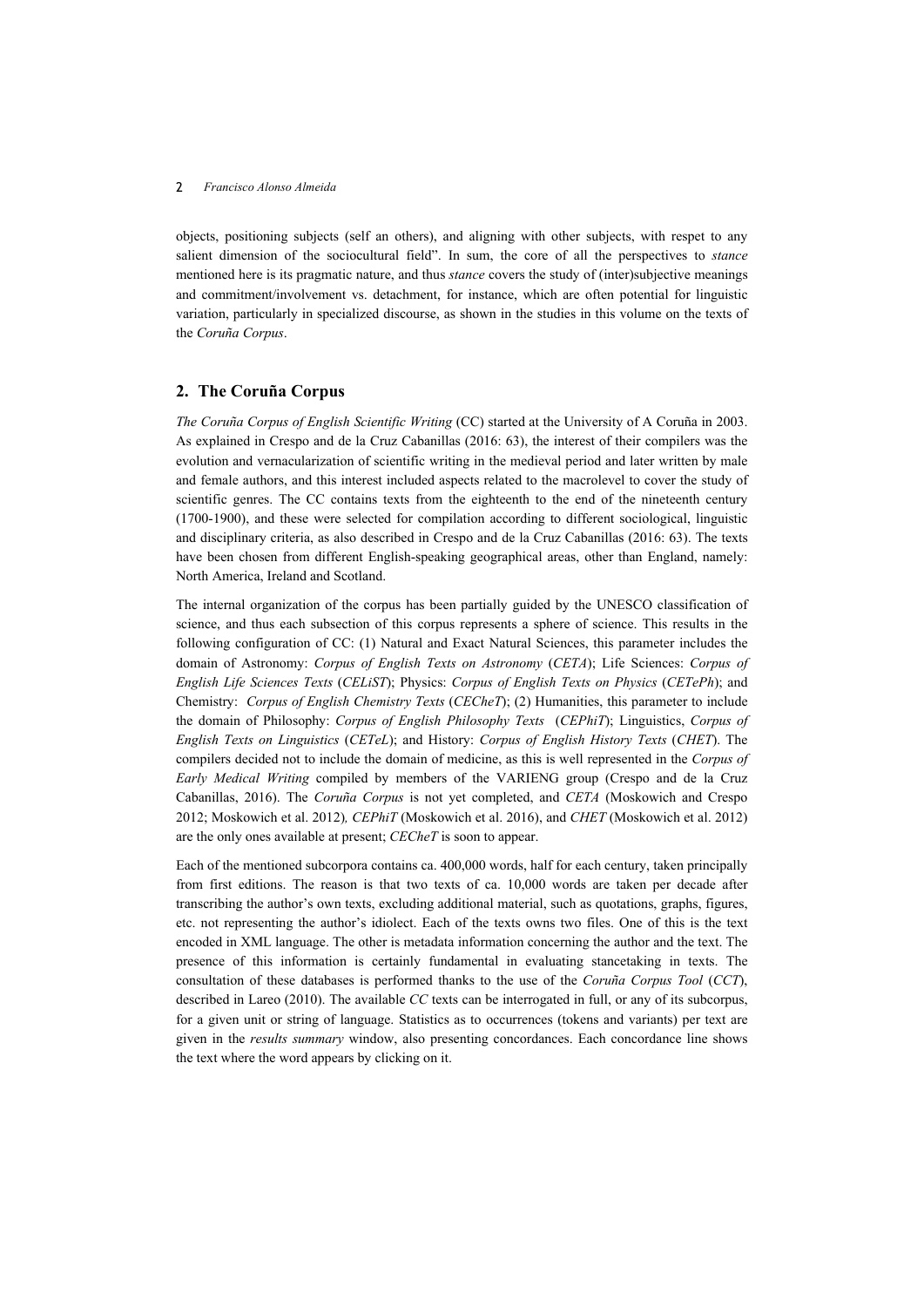objects, positioning subjects (self an others), and aligning with other subjects, with respet to any salient dimension of the sociocultural field". In sum, the core of all the perspectives to *stance* mentioned here is its pragmatic nature, and thus *stance* covers the study of (inter)subjective meanings and commitment/involvement vs. detachment, for instance, which are often potential for linguistic variation, particularly in specialized discourse, as shown in the studies in this volume on the texts of the *Coruña Corpus*.

## 2. The Coruña Corpus

*The Coruña Corpus of English Scientific Writing* (CC) started at the University of A Coruña in 2003. As explained in Crespo and de la Cruz Cabanillas (2016: 63), the interest of their compilers was the evolution and vernacularization of scientific writing in the medieval period and later written by male and female authors, and this interest included aspects related to the macrolevel to cover the study of scientific genres. The CC contains texts from the eighteenth to the end of the nineteenth century (1700-1900), and these were selected for compilation according to different sociological, linguistic and disciplinary criteria, as also described in Crespo and de la Cruz Cabanillas (2016: 63). The texts have been chosen from different English-speaking geographical areas, other than England, namely: North America, Ireland and Scotland.

The internal organization of the corpus has been partially guided by the UNESCO classification of science, and thus each subsection of this corpus represents a sphere of science. This results in the following configuration of CC: (1) Natural and Exact Natural Sciences, this parameter includes the domain of Astronomy: *Corpus of English Texts on Astronomy* (*CETA*); Life Sciences: *Corpus of English Life Sciences Texts* (*CELiST*); Physics: *Corpus of English Texts on Physics* (*CETePh*); and Chemistry: *Corpus of English Chemistry Texts* (*CEC heT*); (2) Humanities, this parameter to include the domain of Philosophy: *Corpus of English Philosophy Texts* (*CEPhiT*); Linguistics, *Corpus of English Texts on Linguistics* (*CETeL*); and History: *Corpus of English History Texts* (*CHET*). The compilers decided not to include the domain of medicine, as this is well represented in the *Corpus of Early Medical Writing* compiled by members of the VARIENG group (Crespo and de la Cruz Cabanillas, 2016). The *Coruña Corpus* is not yet completed, and *CETA* (Moskowich and Crespo 2012; Moskowich et al. 2012)*, CEPhiT* (Moskowich et al. 2016), and *CHET* (Moskowich et al. 2012) are the only ones available at present; *CECheT* is soon to appear.

Each of the mentioned subcorpora contains ca. 400,000 words, half for each century, taken principally from first editions. The reason is that two texts of ca. 10,000 words are taken per decade after transcribing the author's own texts, excluding additional material, such as quotations, graphs, figures, etc. not representing the author's idiolect. Each of the texts owns two files. One of this is the text encoded in XML language. The other is metadata information concerning the author and the text. The presence of this information is certainly fundamental in evaluating stancetaking in texts. The consultation of these databases is performed thanks to the use of the *Coruña Corpus Tool* (*CCT*), described in Lareo (2010). The available *CC* texts can be interrogated in full, or any of its subcorpus, for a given unit or string of language. Statistics as to occurrences (tokens and variants) per text are given in the *results summary* window, also presenting concordances. Each concordance line shows the text where the word appears by clicking on it.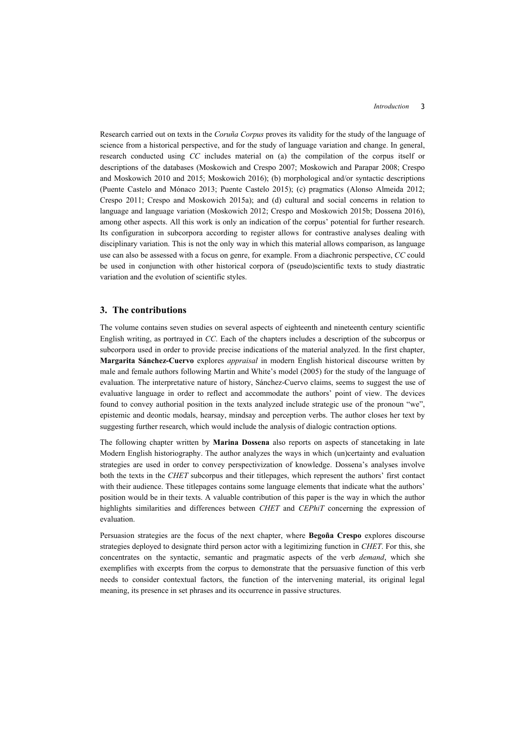Research carried out on texts in the *Coruña Corpus* proves its validity for the study of the language of science from a historical perspective, and for the study of language variation and change. In general, research conducted using *CC* includes material on (a) the compilation of the corpus itself or descriptions of the databases (Moskowich and Crespo 2007; Moskowich and Parapar 2008; Crespo and Moskowich 2010 and 2015; Moskowich 2016); (b) morphological and/or syntactic descriptions (Puente Castelo and Mónaco 2013; Puente Castelo 2015); (c) pragmatics (Alonso Almeida 2012; Crespo 2011; Crespo and Moskowich 2015a); and (d) cultural and social concerns in relation to language and language variation (Moskowich 2012; Crespo and Moskowich 2015b; Dossena 2016), among other aspects. All this work is only an indication of the corpus' potential for further research. Its configuration in subcorpora according to register allows for contrastive analyses dealing with disciplinary variation. This is not the only way in which this material allows comparison, as language use can also be assessed with a focus on genre, for example. From a diachronic perspective, *CC* could be used in conjunction with other historical corpora of (pseudo)scientific texts to study diastratic variation and the evolution of scientific styles.

## 3. The contributions

The volume contains seven studies on several aspects of eighteenth and nineteenth century scientific English writing, as portrayed in *CC*. Each of the chapters includes a description of the subcorpus or subcorpora used in order to provide precise indications of the material analyzed. In the first chapter, **Margarita Sánchez-Cuervo** explores *appraisal* in modern English historical discourse written by male and female authors following Martin and White's model (2005) for the study of the language of evaluation. The interpretative nature of history, Sánchez-Cuervo claims, seems to suggest the use of evaluative language in order to reflect and accommodate the authors' point of view. The devices found to convey authorial position in the texts analyzed include strategic use of the pronoun "we", epistemic and deontic modals, hearsay, mindsay and perception verbs. The author closes her text by suggesting further research, which would include the analysis of dialogic contraction options.

The following chapter written by **Marina Dossena** also reports on aspects of stancetaking in late Modern English historiography. The author analyzes the ways in which (un)certainty and evaluation strategies are used in order to convey perspectivization of knowledge. Dossena's analyses involve both the texts in the *CHET* subcorpus and their titlepages, which represent the authors' first contact with their audience. These titlepages contains some language elements that indicate what the authors' position would be in their texts. A valuable contribution of this paper is the way in which the author highlights similarities and differences between *CHET* and *CEPhiT* concerning the expression of evaluation.

Persuasion strategies are the focus of the next chapter, where **Begoña Crespo** explores discourse strategies deployed to designate third person actor with a legitimizing function in *CHET*. For this, she concentrates on the syntactic, semantic and pragmatic aspects of the verb *demand*, which she exemplifies with excerpts from the corpus to demonstrate that the persuasive function of this verb needs to consider contextual factors, the function of the intervening material, its original legal meaning, its presence in set phrases and its occurrence in passive structures.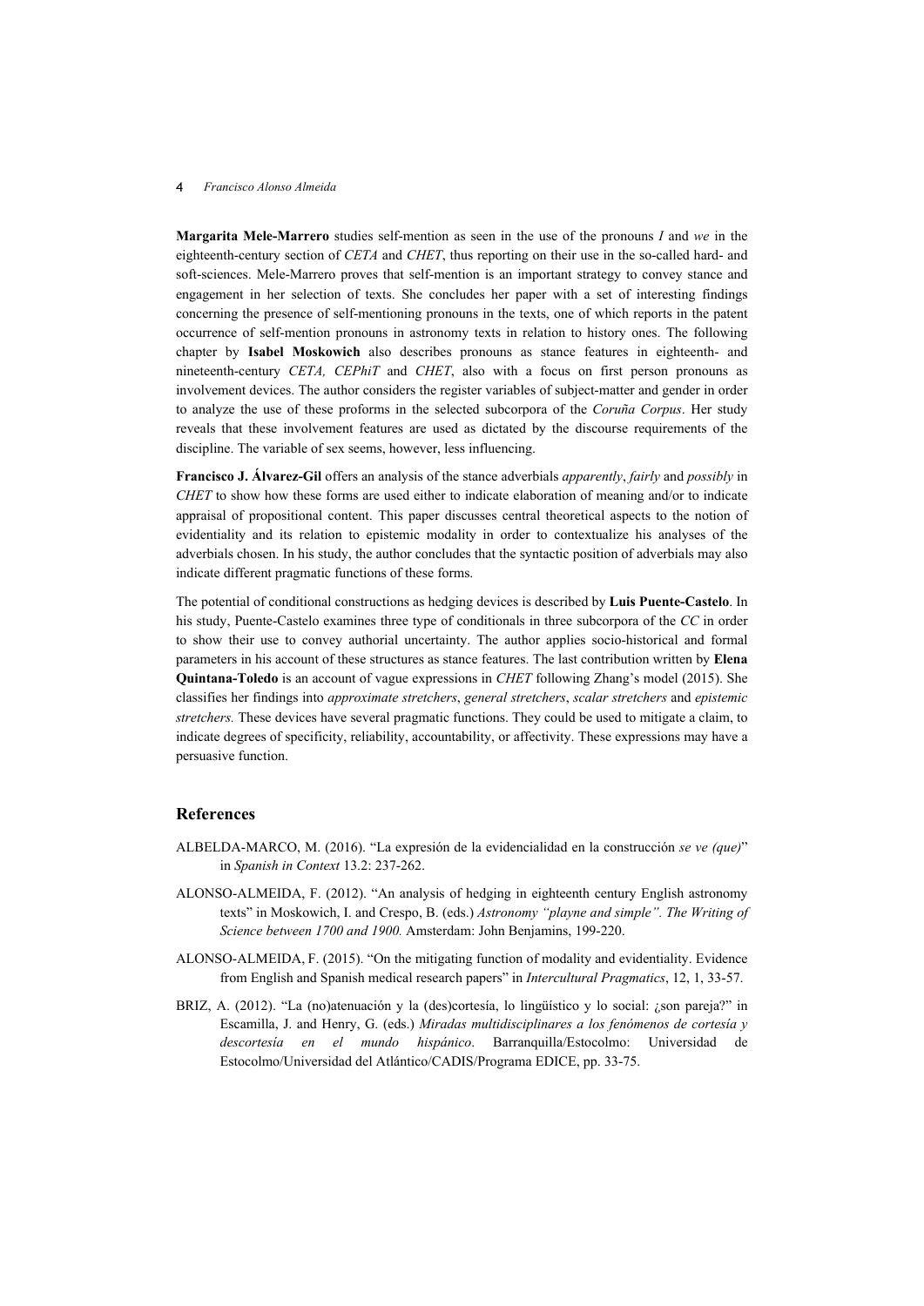**Margarita Mele-Marrero** studies self-mention as seen in the use of the pronouns *I* and *we* in the eighteenth-century section of *CETA* and *CHET*, thus reporting on their use in the so-called hard- and soft-sciences. Mele-Marrero proves that self-mention is an important strategy to convey stance and engagement in her selection of texts. She concludes her paper with a set of interesting findings concerning the presence of self-mentioning pronouns in the texts, one of which reports in the patent occurrence of self-mention pronouns in astronomy texts in relation to history ones. The following chapter by **Isabel Moskowich** also describes pronouns as stance features in eighteenth- and nineteenth-century *CETA, CEPhiT* and *CHET*, also with a focus on first person pronouns as involvement devices. The author considers the register variables of subject-matter and gender in order to analyze the use of these proforms in the selected subcorpora of the *Coruña Corpus*. Her study reveals that these involvement features are used as dictated by the discourse requirements of the discipline. The variable of sex seems, however, less influencing.

**Francisco J. Álvarez-Gil** offers an analysis of the stance adverbials *apparently*, *fairly* and *possibly* in *CHET* to show how these forms are used either to indicate elaboration of meaning and/or to indicate appraisal of propositional content. This paper discusses central theoretical aspects to the notion of evidentiality and its relation to epistemic modality in order to contextualize his analyses of the adverbials chosen. In his study, the author concludes that the syntactic position of adverbials may also indicate different pragmatic functions of these forms.

The potential of conditional constructions as hedging devices is described by **Luis Puente-Castelo**. In his study, Puente-Castelo examines three type of conditionals in three subcorpora of the *CC* in order to show their use to convey authorial uncertainty. The author applies socio-historical and formal parameters in his account of these structures as stance features. The last contribution written by **Elena Quintana-Toledo** is an account of vague expressions in *CHET* following Zhang's model (2015). She classifies her findings into *approximate stretchers*, *general stretchers*, *scalar stretchers* and *epistemic stretchers.* These devices have several pragmatic functions. They could be used to mitigate a claim, to indicate degrees of specificity, reliability, accountability, or affectivity. These expressions may have a persuasive function.

## References

ALBELDA-MARCO, M. (2016). "La expresión de la evidencialidad en la construcción *se ve (que)*" in *Spanish in Context* 13.2: 237-262.

ALONSO-ALMEIDA, F. (2012). "An analysis of hedging in eighteenth century English astronomy texts" in Moskowich, I. and Crespo, B. (eds.) *Astronomy "playne and simple". The Writing of Science between 1700 and 1900.* Amsterdam: John Benjamins, 199-220.

ALONSO-ALMEIDA, F. (2015). "On the mitigating function of modality and evidentiality. Evidence from English and Spanish medical research papers" in *Intercultural Pragmatics*, 12, 1, 33-57.

BRIZ, A. (2012). "La (no)atenuación y la (des)cortesía, lo lingüístico y lo social: ¿son pareja?" in Escamilla, J. and Henry, G. (eds.) *Miradas multidisciplinares a los fenómenos de cortesía y descortesía en el mundo hispánico*. Barranquilla/Estocolmo: Universidad de Estocolmo/Universidad del Atlántico/CADIS/Programa EDICE, pp. 33-75.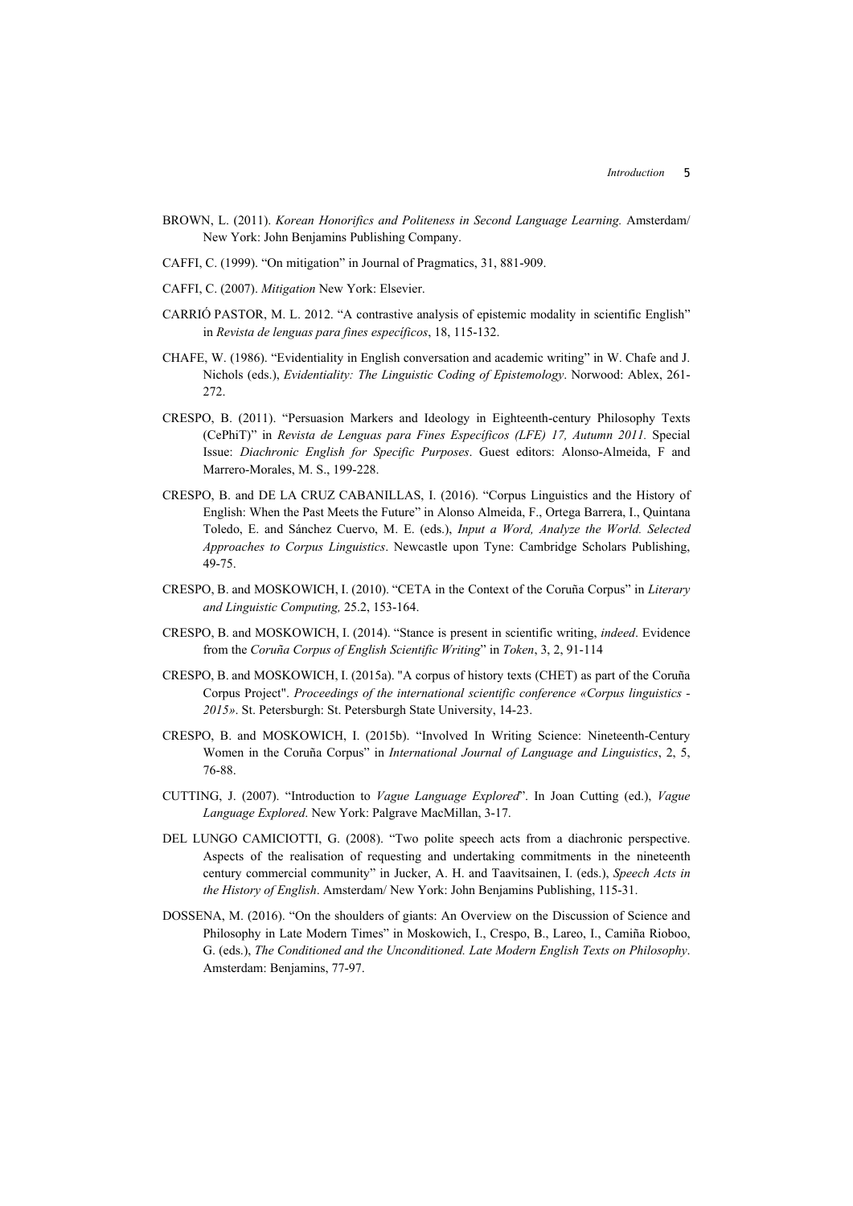BROWN, L. (2011). *Korean Honorifics and Politeness in Second Language Learning.* Amsterdam/ New York: John Benjamins Publishing Company.

CAFFI, C. (1999). "On mitigation" in Journal of Pragmatics, 31, 881-909.

CAFFI, C. (2007). *Mitigation* New York: Elsevier.

CARRIÓ PASTOR, M. L. 2012. "A contrastive analysis of epistemic modality in scientific English" in *Revista de lenguas para fines específicos*, 18, 115-132.

CHAFE, W. (1986). "Evidentiality in English conversation and academic writing" in W. Chafe and J. Nichols (eds.), *Evidentiality: The Linguistic Coding of Epistemology*. Norwood: Ablex, 261-272.

CRESPO, B. (2011). "Persuasion Markers and Ideology in Eighteenth-century Philosophy Texts (CePhiT)" in *Revista de Lenguas para Fines Específicos (LFE) 17, Autumn 2011.* Special Issue: *Diachronic English for Specific Purposes*. Guest editors: Alonso-Almeida, F and Marrero-Morales, M. S., 199-228.

CRESPO, B. and DE LA CRUZ CABANILLAS, I. (2016). "Corpus Linguistics and the History of English: When the Past Meets the Future" in Alonso Almeida, F., Ortega Barrera, I., Quintana Toledo, E. and Sánchez Cuervo, M. E. (eds.), *Input a Word, Analyze the World. Selected Approaches to Corpus Linguistics*. Newcastle upon Tyne: Cambridge Scholars Publishing, 49-75.

CRESPO, B. and MOSKOWICH, I. (2010). "CETA in the Context of the Coruña Corpus" in *Literary and Linguistic Computing,* 25.2, 153-164.

CRESPO, B. and MOSKOWICH, I. (2014). "Stance is present in scientific writing, *indeed*. Evidence from the *Coruña Corpus of English Scientific Writing*" in *Token*, 3, 2, 91-114

CRESPO, B. and MOSKOWICH, I. (2015a). "A corpus of history texts (CHET) as part of the Coruña Corpus Project". *Proceedings of the international scientific conference «Corpus linguistics - 2015»*. St. Petersburgh: St. Petersburgh State University, 14-23.

CRESPO, B. and MOSKOWICH, I. (2015b). "Involved In Writing Science: Nineteenth-Century Women in the Coruña Corpus" in *International Journal of Language and Linguistics*, 2, 5, 76-88.

CUTTING, J. (2007). "Introduction to *Vague Language Explored*". In Joan Cutting (ed.), *Vague Language Explored*. New York: Palgrave MacMillan, 3-17.

DEL LUNGO CAMICIOTTI, G. (2008). "Two polite speech acts from a diachronic perspective. Aspects of the realisation of requesting and undertaking commitments in the nineteenth century commercial community" in Jucker, A. H. and Taavitsainen, I. (eds.), *Speech Acts in the History of English*. Amsterdam/ New York: John Benjamins Publishing, 115-31.

DOSSENA, M. (2016). "On the shoulders of giants: An Overview on the Discussion of Science and Philosophy in Late Modern Times" in Moskowich, I., Crespo, B., Lareo, I., Camiña Rioboo, G. (eds.), *The Conditioned and the Unconditioned. Late Modern English Texts on Philosophy*. Amsterdam: Benjamins, 77-97.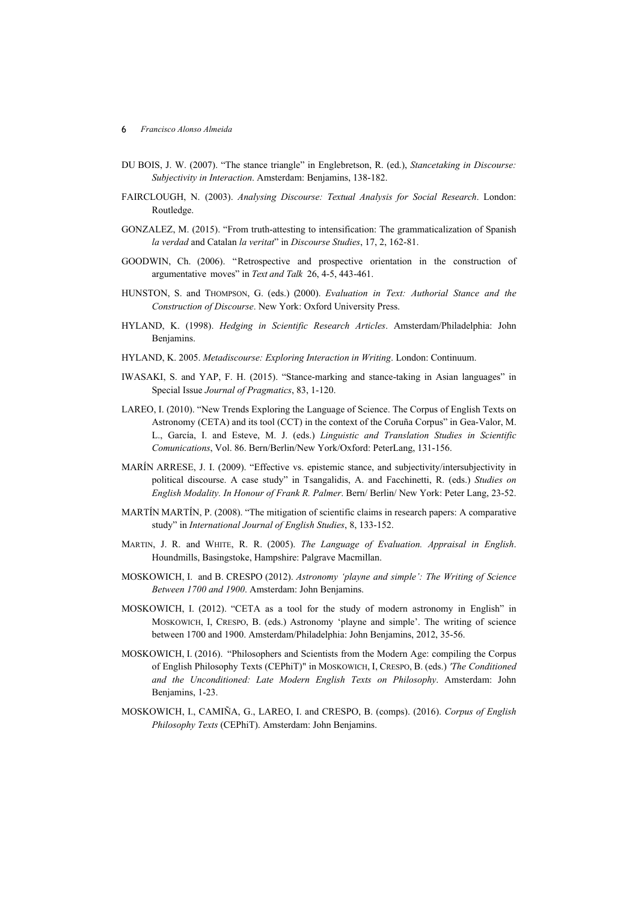DU BOIS, J. W. (2007). "The stance triangle" in Englebretson, R. (ed.), *Stancetaking in Discourse: Subjectivity in Interaction*. Amsterdam: Benjamins, 138-182.

FAIRCLOUGH, N. (2003). *Analysing Discourse: Textual Analysis for Social Research*. London: Routledge.

GONZALEZ, M. (2015). "From truth-attesting to intensification: The grammaticalization of Spanish *la verdad* and Catalan *la veritat*" in *Discourse Studies*, 17, 2, 162-81.

GOODWIN, Ch. (2006). "Retrospective and prospective orientation in the construction of argumentative moves" in *Text and Talk* 26, 4-5, 443-461.

HUNSTON, S. and THOMPSON, G. (eds.) (2000). *Evaluation in Text: Authorial Stance and the Construction of Discourse*. New York: Oxford University Press.

HYLAND, K. (1998). *Hedging in Scientific Research Articles*. Amsterdam/Philadelphia: John Benjamins.

HYLAND, K. 2005. *Metadiscourse: Exploring Interaction in Writing*. London: Continuum.

IWASAKI, S. and YAP, F. H. (2015). "Stance-marking and stance-taking in Asian languages" in Special Issue *Journal of Pragmatics*, 83, 1-120.

LAREO, I. (2010). "New Trends Exploring the Language of Science. The Corpus of English Texts on Astronomy (CETA) and its tool (CCT) in the context of the Coruña Corpus" in Gea-Valor, M. L., García, I. and Esteve, M. J. (eds.) *Linguistic and Translation Studies in Scientific Comunications*, Vol. 86. Bern/Berlin/New York/Oxford: PeterLang, 131-156.

MARÍN ARRESE, J. I. (2009). "Effective vs. epistemic stance, and subjectivity/intersubjectivity in political discourse. A case study" in Tsangalidis, A. and Facchinetti, R. (eds.) *Studies on English Modality. In Honour of Frank R. Palmer*. Bern/ Berlin/ New York: Peter Lang, 23-52.

MARTÍN MARTÍN, P. (2008). "The mitigation of scientific claims in research papers: A comparative study" in *International Journal of English Studies*, 8, 133-152.

MARTIN, J. R. and WHITE, R. R. (2005). *The Language of Evaluation. Appraisal in English*. Houndmills, Basingstoke, Hampshire: Palgrave Macmillan.

MOSKOWICH, I. and B. CRESPO (2012). *Astronomy 'playne and simple': The Writing of Science Between 1700 and 1900*. Amsterdam: John Benjamins.

MOSKOWICH, I. (2012). "CETA as a tool for the study of modern astronomy in English" in MOSKOWICH, I, CRESPO, B. (eds.) Astronomy 'playne and simple'. The writing of science between 1700 and 1900. Amsterdam/Philadelphia: John Benjamins, 2012, 35-56.

MOSKOWICH, I. (2016). "Philosophers and Scientists from the Modern Age: compiling the Corpus of English Philosophy Texts (CEPhiT)" in MOSKOWICH, I, CRESPO, B. (eds.) *'The Conditioned and the Unconditioned: Late Modern English Texts on Philosophy*. Amsterdam: John Benjamins, 1-23.

MOSKOWICH, I., CAMIÑA, G., LAREO, I. and CRESPO, B. (comps). (2016). *Corpus of English Philosophy Texts* (CEPhiT). Amsterdam: John Benjamins.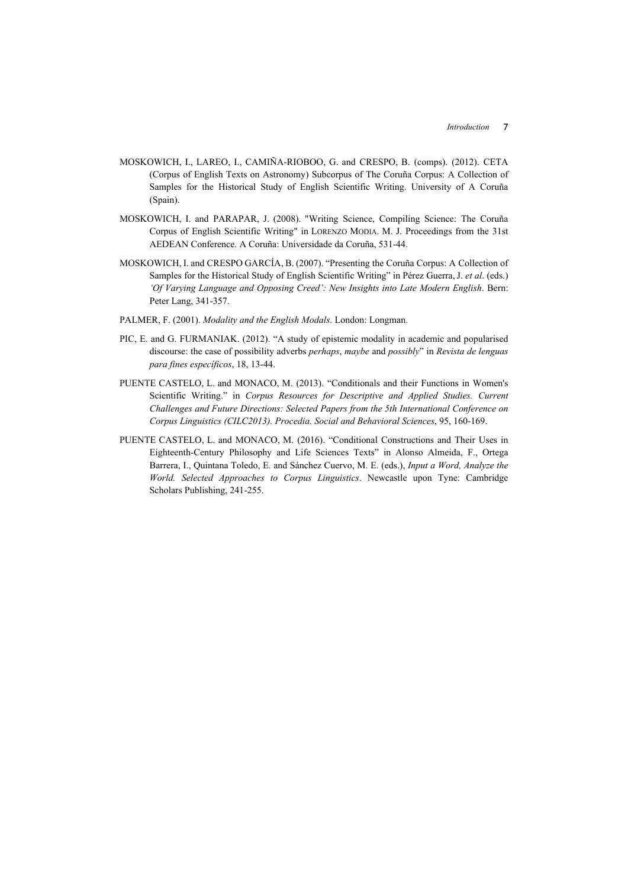MOSKOWICH, I., LAREO, I., CAMIÑA-RIOBOO, G. and CRESPO, B. (comps). (2012). CETA (Corpus of English Texts on Astronomy) Subcorpus of The Coruña Corpus: A Collection of Samples for the Historical Study of English Scientific Writing. University of A Coruña (Spain).

MOSKOWICH, I. and PARAPAR, J. (2008). "Writing Science, Compiling Science: The Coruña Corpus of English Scientific Writing" in LORENZO MODIA. M. J. Proceedings from the 31st AEDEAN Conference. A Coruña: Universidade da Coruña, 531-44.

MOSKOWICH, I. and CRESPO GARCÍA, B. (2007). "Presenting the Coruña Corpus: A Collection of Samples for the Historical Study of English Scientific Writing" in Pérez Guerra, J. *et al*. (eds.) *'Of Varying Language and Opposing Creed': New Insights into Late Modern English*. Bern: Peter Lang, 341-357.

PALMER, F. (2001). *Modality and the English Modals*. London: Longman.

PIC, E. and G. FURMANIAK. (2012). "A study of epistemic modality in academic and popularised discourse: the case of possibility adverbs *perhaps*, *maybe* and *possibly*" in *Revista de lenguas para fines específicos*, 18, 13-44.

PUENTE CASTELO, L. and MONACO, M. (2013). "Conditionals and their Functions in Women's Scientific Writing." in *Corpus Resources for Descriptive and Applied Studies. Current Challenges and Future Directions: Selected Papers from the 5th International Conference on Corpus Linguistics (CILC2013). Procedia. Social and Behavioral Sciences*, 95, 160-169.

PUENTE CASTELO, L. and MONACO, M. (2016). "Conditional Constructions and Their Uses in Eighteenth-Century Philosophy and Life Sciences Texts" in Alonso Almeida, F., Ortega Barrera, I., Quintana Toledo, E. and Sánchez Cuervo, M. E. (eds.), *Input a Word, Analyze the World. Selected Approaches to Corpus Linguistics*. Newcastle upon Tyne: Cambridge Scholars Publishing, 241-255.